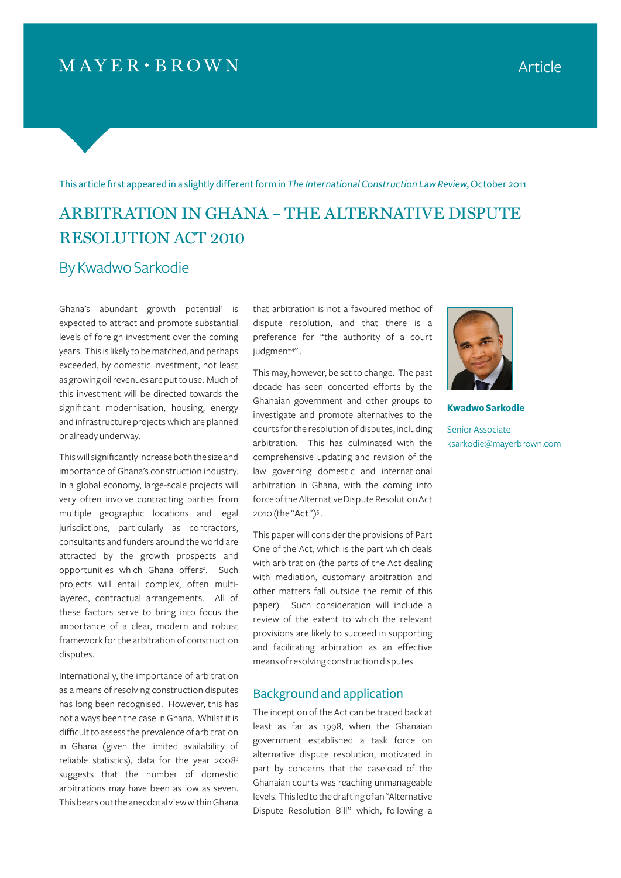MAYER • BROWN

Article

This article first appeared in a slightly different form in *The International Construction Law Review*, October 2011

# ARBITRATION IN GHANA – THE ALTERNATIVE DISPUTE RESOLUTION ACT 2010

## By Kwadwo Sarkodie

**Kwadwo Sarkodie**

Senior Associate
ksarkodie@mayerbrown.com

Ghana's abundant growth potential[1] is expected to attract and promote substantial levels of foreign investment over the coming years. This is likely to be matched, and perhaps exceeded, by domestic investment, not least as growing oil revenues are put to use. Much of this investment will be directed towards the significant modernisation, housing, energy and infrastructure projects which are planned or already underway.

This will significantly increase both the size and importance of Ghana's construction industry. In a global economy, large-scale projects will very often involve contracting parties from multiple geographic locations and legal jurisdictions, particularly as contractors, consultants and funders around the world are attracted by the growth prospects and opportunities which Ghana offers[2]. Such projects will entail complex, often multi-layered, contractual arrangements. All of these factors serve to bring into focus the importance of a clear, modern and robust framework for the arbitration of construction disputes.

Internationally, the importance of arbitration as a means of resolving construction disputes has long been recognised. However, this has not always been the case in Ghana. Whilst it is difficult to assess the prevalence of arbitration in Ghana (given the limited availability of reliable statistics), data for the year 2008[3] suggests that the number of domestic arbitrations may have been as low as seven. This bears out the anecdotal view within Ghana that arbitration is not a favoured method of dispute resolution, and that there is a preference for "the authority of a court judgment[4]".

This may, however, be set to change. The past decade has seen concerted efforts by the Ghanaian government and other groups to investigate and promote alternatives to the courts for the resolution of disputes, including arbitration. This has culminated with the comprehensive updating and revision of the law governing domestic and international arbitration in Ghana, with the coming into force of the Alternative Dispute Resolution Act 2010 (the "**Act**")[5].

This paper will consider the provisions of Part One of the Act, which is the part which deals with arbitration (the parts of the Act dealing with mediation, customary arbitration and other matters fall outside the remit of this paper). Such consideration will include a review of the extent to which the relevant provisions are likely to succeed in supporting and facilitating arbitration as an effective means of resolving construction disputes.

### Background and application

The inception of the Act can be traced back at least as far as 1998, when the Ghanaian government established a task force on alternative dispute resolution, motivated in part by concerns that the caseload of the Ghanaian courts was reaching unmanageable levels. This led to the drafting of an "Alternative Dispute Resolution Bill" which, following a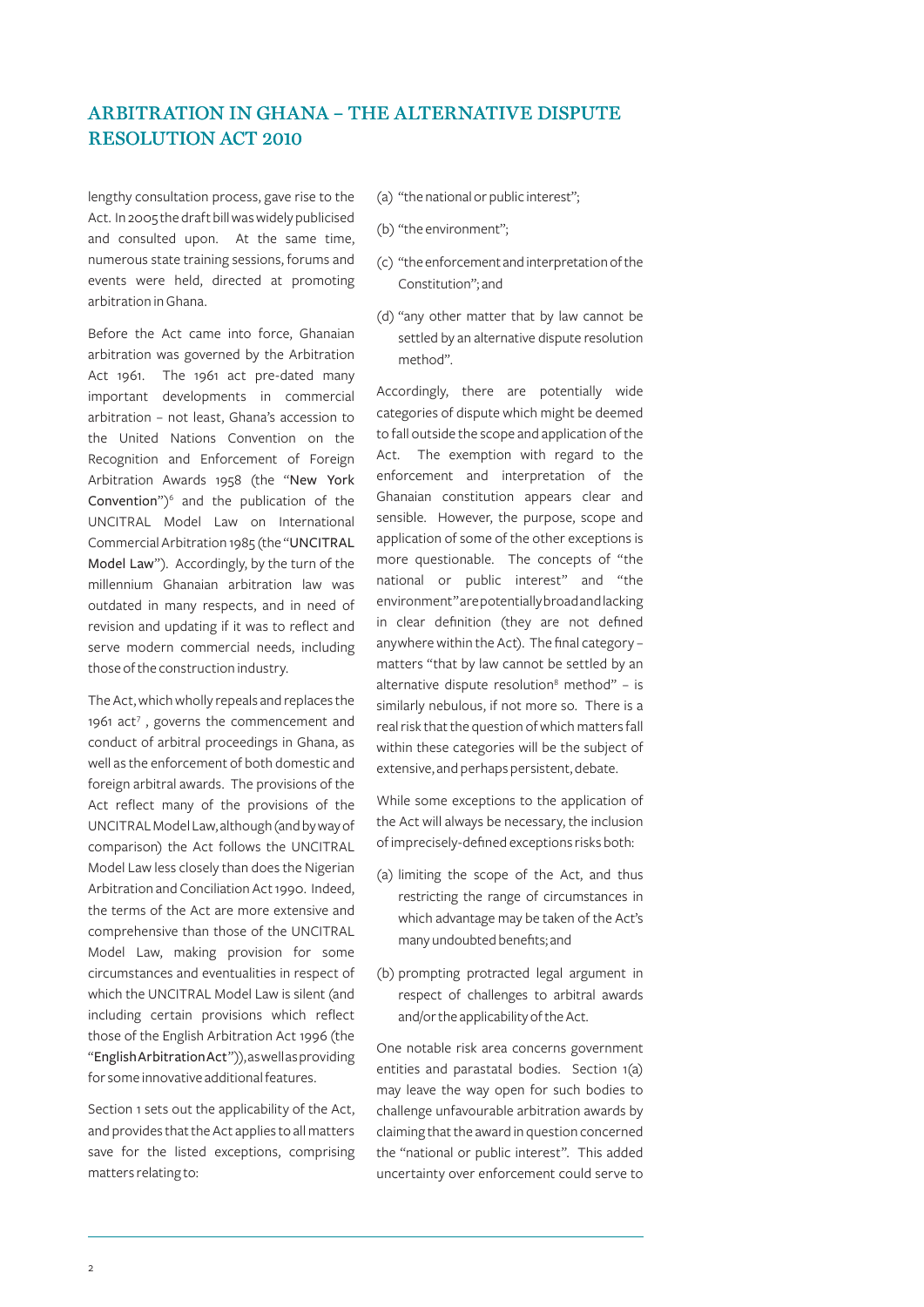lengthy consultation process, gave rise to the Act. In 2005 the draft bill was widely publicised and consulted upon. At the same time, numerous state training sessions, forums and events were held, directed at promoting arbitration in Ghana.

Before the Act came into force, Ghanaian arbitration was governed by the Arbitration Act 1961. The 1961 act pre-dated many important developments in commercial arbitration – not least, Ghana's accession to the United Nations Convention on the Recognition and Enforcement of Foreign Arbitration Awards 1958 (the "**New York Convention**")[6] and the publication of the UNCITRAL Model Law on International Commercial Arbitration 1985 (the "**UNCITRAL Model Law**"). Accordingly, by the turn of the millennium Ghanaian arbitration law was outdated in many respects, and in need of revision and updating if it was to reflect and serve modern commercial needs, including those of the construction industry.

The Act, which wholly repeals and replaces the 1961 act[7], governs the commencement and conduct of arbitral proceedings in Ghana, as well as the enforcement of both domestic and foreign arbitral awards. The provisions of the Act reflect many of the provisions of the UNCITRAL Model Law, although (and by way of comparison) the Act follows the UNCITRAL Model Law less closely than does the Nigerian Arbitration and Conciliation Act 1990. Indeed, the terms of the Act are more extensive and comprehensive than those of the UNCITRAL Model Law, making provision for some circumstances and eventualities in respect of which the UNCITRAL Model Law is silent (and including certain provisions which reflect those of the English Arbitration Act 1996 (the "**English Arbitration Act**")), as well as providing for some innovative additional features.

Section 1 sets out the applicability of the Act, and provides that the Act applies to all matters save for the listed exceptions, comprising matters relating to:

(a) "the national or public interest";

(b) "the environment";

(c) "the enforcement and interpretation of the Constitution"; and

(d) "any other matter that by law cannot be settled by an alternative dispute resolution method".

Accordingly, there are potentially wide categories of dispute which might be deemed to fall outside the scope and application of the Act. The exemption with regard to the enforcement and interpretation of the Ghanaian constitution appears clear and sensible. However, the purpose, scope and application of some of the other exceptions is more questionable. The concepts of "the national or public interest" and "the environment" are potentially broad and lacking in clear definition (they are not defined anywhere within the Act). The final category – matters "that by law cannot be settled by an alternative dispute resolution[8] method" – is similarly nebulous, if not more so. There is a real risk that the question of which matters fall within these categories will be the subject of extensive, and perhaps persistent, debate.

While some exceptions to the application of the Act will always be necessary, the inclusion of imprecisely-defined exceptions risks both:

(a) limiting the scope of the Act, and thus restricting the range of circumstances in which advantage may be taken of the Act's many undoubted benefits; and

(b) prompting protracted legal argument in respect of challenges to arbitral awards and/or the applicability of the Act.

One notable risk area concerns government entities and parastatal bodies. Section 1(a) may leave the way open for such bodies to challenge unfavourable arbitration awards by claiming that the award in question concerned the "national or public interest". This added uncertainty over enforcement could serve to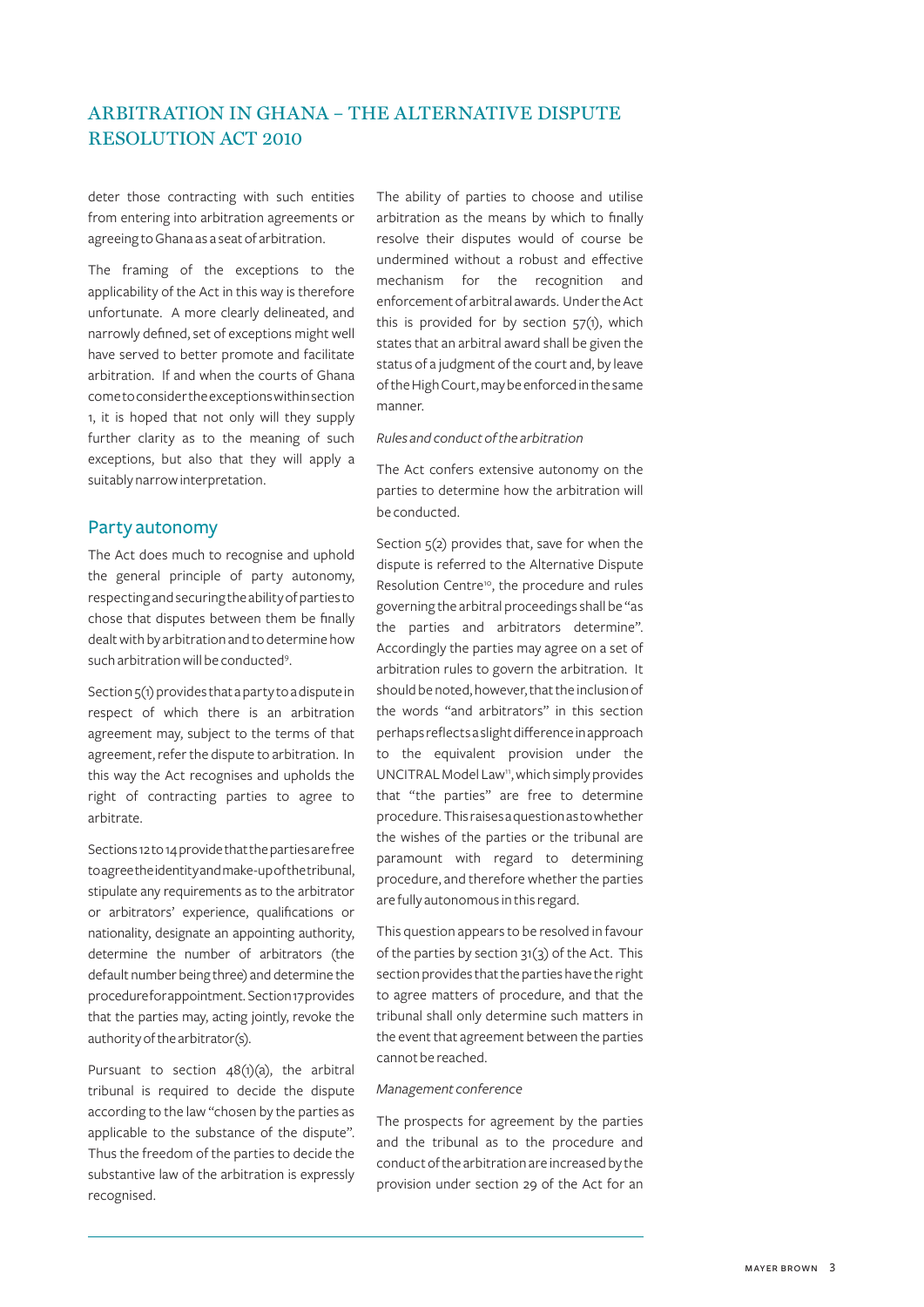deter those contracting with such entities from entering into arbitration agreements or agreeing to Ghana as a seat of arbitration.

The framing of the exceptions to the applicability of the Act in this way is therefore unfortunate. A more clearly delineated, and narrowly defined, set of exceptions might well have served to better promote and facilitate arbitration. If and when the courts of Ghana come to consider the exceptions within section 1, it is hoped that not only will they supply further clarity as to the meaning of such exceptions, but also that they will apply a suitably narrow interpretation.

## Party autonomy

The Act does much to recognise and uphold the general principle of party autonomy, respecting and securing the ability of parties to chose that disputes between them be finally dealt with by arbitration and to determine how such arbitration will be conducted[9].

Section 5(1) provides that a party to a dispute in respect of which there is an arbitration agreement may, subject to the terms of that agreement, refer the dispute to arbitration. In this way the Act recognises and upholds the right of contracting parties to agree to arbitrate.

Sections 12 to 14 provide that the parties are free to agree the identity and make-up of the tribunal, stipulate any requirements as to the arbitrator or arbitrators' experience, qualifications or nationality, designate an appointing authority, determine the number of arbitrators (the default number being three) and determine the procedure for appointment. Section 17 provides that the parties may, acting jointly, revoke the authority of the arbitrator(s).

Pursuant to section 48(1)(a), the arbitral tribunal is required to decide the dispute according to the law "chosen by the parties as applicable to the substance of the dispute". Thus the freedom of the parties to decide the substantive law of the arbitration is expressly recognised.

The ability of parties to choose and utilise arbitration as the means by which to finally resolve their disputes would of course be undermined without a robust and effective mechanism for the recognition and enforcement of arbitral awards. Under the Act this is provided for by section 57(1), which states that an arbitral award shall be given the status of a judgment of the court and, by leave of the High Court, may be enforced in the same manner.

*Rules and conduct of the arbitration*

The Act confers extensive autonomy on the parties to determine how the arbitration will be conducted.

Section 5(2) provides that, save for when the dispute is referred to the Alternative Dispute Resolution Centre[10], the procedure and rules governing the arbitral proceedings shall be "as the parties and arbitrators determine". Accordingly the parties may agree on a set of arbitration rules to govern the arbitration. It should be noted, however, that the inclusion of the words "and arbitrators" in this section perhaps reflects a slight difference in approach to the equivalent provision under the UNCITRAL Model Law[11], which simply provides that "the parties" are free to determine procedure. This raises a question as to whether the wishes of the parties or the tribunal are paramount with regard to determining procedure, and therefore whether the parties are fully autonomous in this regard.

This question appears to be resolved in favour of the parties by section 31(3) of the Act. This section provides that the parties have the right to agree matters of procedure, and that the tribunal shall only determine such matters in the event that agreement between the parties cannot be reached.

*Management conference*

The prospects for agreement by the parties and the tribunal as to the procedure and conduct of the arbitration are increased by the provision under section 29 of the Act for an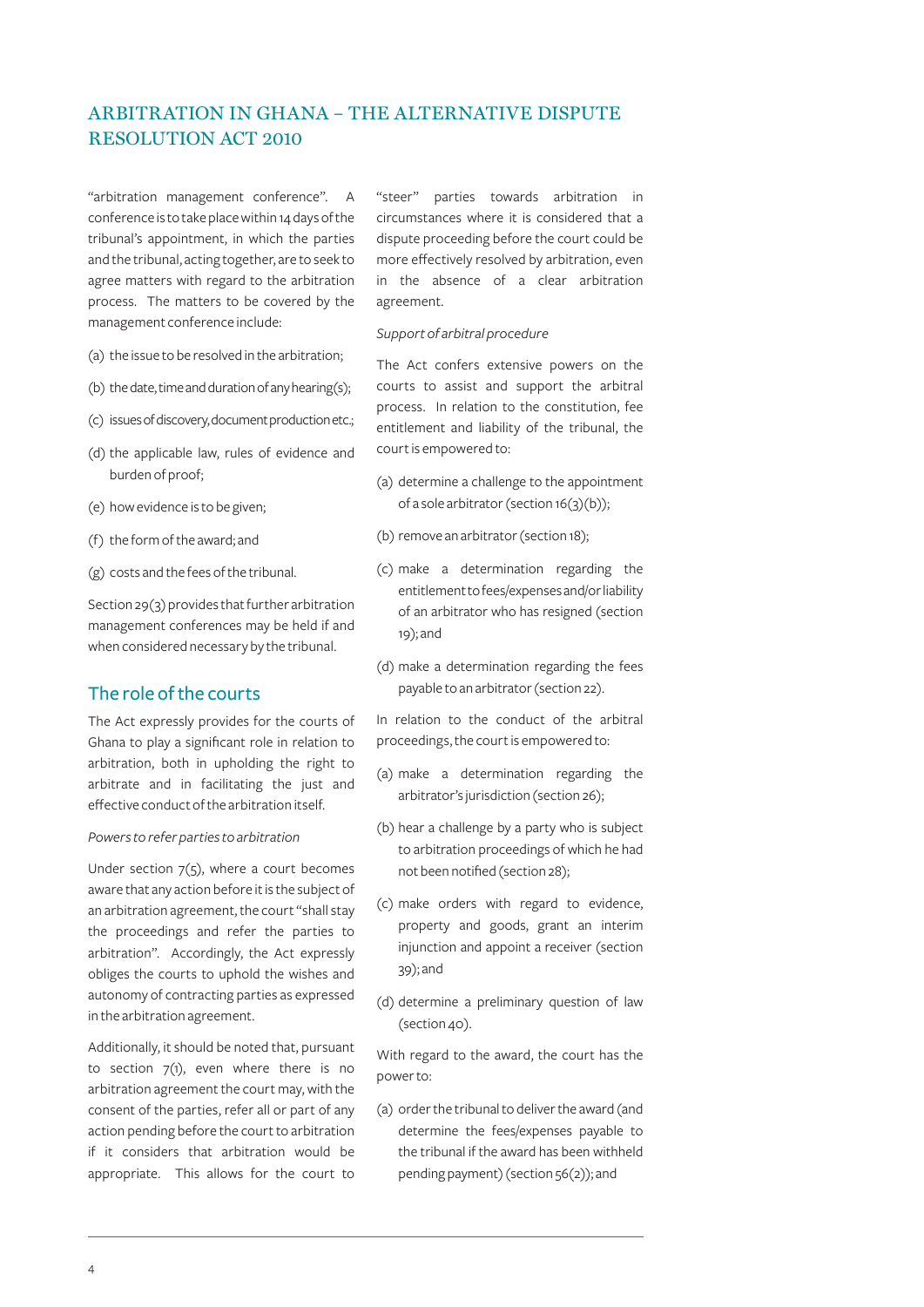"arbitration management conference". A conference is to take place within 14 days of the tribunal's appointment, in which the parties and the tribunal, acting together, are to seek to agree matters with regard to the arbitration process. The matters to be covered by the management conference include:

(a) the issue to be resolved in the arbitration;

(b) the date, time and duration of any hearing(s);

(c) issues of discovery, document production etc.;

(d) the applicable law, rules of evidence and burden of proof;

(e) how evidence is to be given;

(f) the form of the award; and

(g) costs and the fees of the tribunal.

Section 29(3) provides that further arbitration management conferences may be held if and when considered necessary by the tribunal.

## The role of the courts

The Act expressly provides for the courts of Ghana to play a significant role in relation to arbitration, both in upholding the right to arbitrate and in facilitating the just and effective conduct of the arbitration itself.

*Powers to refer parties to arbitration*

Under section 7(5), where a court becomes aware that any action before it is the subject of an arbitration agreement, the court "shall stay the proceedings and refer the parties to arbitration". Accordingly, the Act expressly obliges the courts to uphold the wishes and autonomy of contracting parties as expressed in the arbitration agreement.

Additionally, it should be noted that, pursuant to section 7(1), even where there is no arbitration agreement the court may, with the consent of the parties, refer all or part of any action pending before the court to arbitration if it considers that arbitration would be appropriate. This allows for the court to "steer" parties towards arbitration in circumstances where it is considered that a dispute proceeding before the court could be more effectively resolved by arbitration, even in the absence of a clear arbitration agreement.

*Support of arbitral procedure*

The Act confers extensive powers on the courts to assist and support the arbitral process. In relation to the constitution, fee entitlement and liability of the tribunal, the court is empowered to:

(a) determine a challenge to the appointment of a sole arbitrator (section 16(3)(b));

(b) remove an arbitrator (section 18);

(c) make a determination regarding the entitlement to fees/expenses and/or liability of an arbitrator who has resigned (section 19); and

(d) make a determination regarding the fees payable to an arbitrator (section 22).

In relation to the conduct of the arbitral proceedings, the court is empowered to:

(a) make a determination regarding the arbitrator's jurisdiction (section 26);

(b) hear a challenge by a party who is subject to arbitration proceedings of which he had not been notified (section 28);

(c) make orders with regard to evidence, property and goods, grant an interim injunction and appoint a receiver (section 39); and

(d) determine a preliminary question of law (section 40).

With regard to the award, the court has the power to:

(a) order the tribunal to deliver the award (and determine the fees/expenses payable to the tribunal if the award has been withheld pending payment) (section 56(2)); and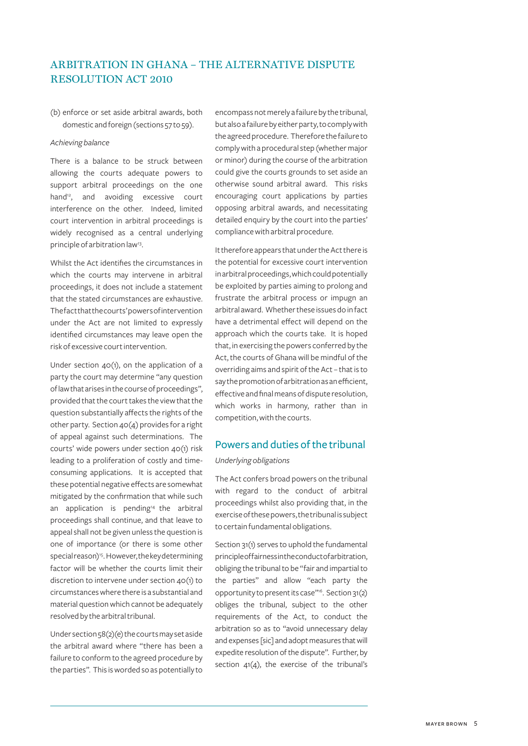(b) enforce or set aside arbitral awards, both domestic and foreign (sections 57 to 59).

*Achieving balance*

There is a balance to be struck between allowing the courts adequate powers to support arbitral proceedings on the one hand[12], and avoiding excessive court interference on the other. Indeed, limited court intervention in arbitral proceedings is widely recognised as a central underlying principle of arbitration law[13].

Whilst the Act identifies the circumstances in which the courts may intervene in arbitral proceedings, it does not include a statement that the stated circumstances are exhaustive. The fact that the courts' powers of intervention under the Act are not limited to expressly identified circumstances may leave open the risk of excessive court intervention.

Under section 40(1), on the application of a party the court may determine "any question of law that arises in the course of proceedings", provided that the court takes the view that the question substantially affects the rights of the other party. Section 40(4) provides for a right of appeal against such determinations. The courts' wide powers under section 40(1) risk leading to a proliferation of costly and time-consuming applications. It is accepted that these potential negative effects are somewhat mitigated by the confirmation that while such an application is pending[14] the arbitral proceedings shall continue, and that leave to appeal shall not be given unless the question is one of importance (or there is some other special reason)[15]. However, the key determining factor will be whether the courts limit their discretion to intervene under section 40(1) to circumstances where there is a substantial and material question which cannot be adequately resolved by the arbitral tribunal.

Under section 58(2)(e) the courts may set aside the arbitral award where "there has been a failure to conform to the agreed procedure by the parties". This is worded so as potentially to encompass not merely a failure by the tribunal, but also a failure by either party, to comply with the agreed procedure. Therefore the failure to comply with a procedural step (whether major or minor) during the course of the arbitration could give the courts grounds to set aside an otherwise sound arbitral award. This risks encouraging court applications by parties opposing arbitral awards, and necessitating detailed enquiry by the court into the parties' compliance with arbitral procedure.

It therefore appears that under the Act there is the potential for excessive court intervention in arbitral proceedings, which could potentially be exploited by parties aiming to prolong and frustrate the arbitral process or impugn an arbitral award. Whether these issues do in fact have a detrimental effect will depend on the approach which the courts take. It is hoped that, in exercising the powers conferred by the Act, the courts of Ghana will be mindful of the overriding aims and spirit of the Act – that is to say the promotion of arbitration as an efficient, effective and final means of dispute resolution, which works in harmony, rather than in competition, with the courts.

## Powers and duties of the tribunal

*Underlying obligations*

The Act confers broad powers on the tribunal with regard to the conduct of arbitral proceedings whilst also providing that, in the exercise of these powers, the tribunal is subject to certain fundamental obligations.

Section 31(1) serves to uphold the fundamental principle of fairness in the conduct of arbitration, obliging the tribunal to be "fair and impartial to the parties" and allow "each party the opportunity to present its case"[16]. Section 31(2) obliges the tribunal, subject to the other requirements of the Act, to conduct the arbitration so as to "avoid unnecessary delay and expenses [sic] and adopt measures that will expedite resolution of the dispute". Further, by section 41(4), the exercise of the tribunal's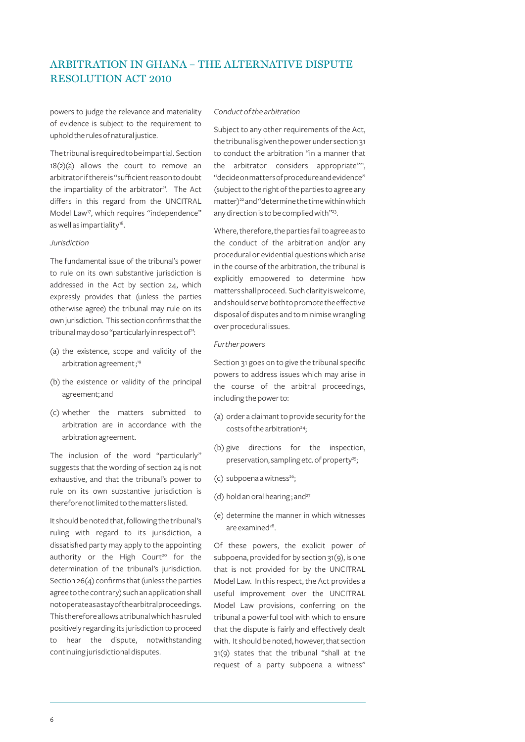powers to judge the relevance and materiality of evidence is subject to the requirement to uphold the rules of natural justice.

The tribunal is required to be impartial. Section 18(2)(a) allows the court to remove an arbitrator if there is "sufficient reason to doubt the impartiality of the arbitrator". The Act differs in this regard from the UNCITRAL Model Law[17], which requires "independence" as well as impartiality[18].

*Jurisdiction*

The fundamental issue of the tribunal's power to rule on its own substantive jurisdiction is addressed in the Act by section 24, which expressly provides that (unless the parties otherwise agree) the tribunal may rule on its own jurisdiction. This section confirms that the tribunal may do so "particularly in respect of":

(a) the existence, scope and validity of the arbitration agreement;[19]

(b) the existence or validity of the principal agreement; and

(c) whether the matters submitted to arbitration are in accordance with the arbitration agreement.

The inclusion of the word "particularly" suggests that the wording of section 24 is not exhaustive, and that the tribunal's power to rule on its own substantive jurisdiction is therefore not limited to the matters listed.

It should be noted that, following the tribunal's ruling with regard to its jurisdiction, a dissatisfied party may apply to the appointing authority or the High Court[20] for the determination of the tribunal's jurisdiction. Section 26(4) confirms that (unless the parties agree to the contrary) such an application shall not operate as a stay of the arbitral proceedings. This therefore allows a tribunal which has ruled positively regarding its jurisdiction to proceed to hear the dispute, notwithstanding continuing jurisdictional disputes.

*Conduct of the arbitration*

Subject to any other requirements of the Act, the tribunal is given the power under section 31 to conduct the arbitration "in a manner that the arbitrator considers appropriate"[21], "decide on matters of procedure and evidence" (subject to the right of the parties to agree any matter)[22] and "determine the time within which any direction is to be complied with"[23].

Where, therefore, the parties fail to agree as to the conduct of the arbitration and/or any procedural or evidential questions which arise in the course of the arbitration, the tribunal is explicitly empowered to determine how matters shall proceed. Such clarity is welcome, and should serve both to promote the effective disposal of disputes and to minimise wrangling over procedural issues.

*Further powers*

Section 31 goes on to give the tribunal specific powers to address issues which may arise in the course of the arbitral proceedings, including the power to:

(a) order a claimant to provide security for the costs of the arbitration[24];

(b) give directions for the inspection, preservation, sampling etc. of property[25];

(c) subpoena a witness[26];

(d) hold an oral hearing; and[27]

(e) determine the manner in which witnesses are examined[28].

Of these powers, the explicit power of subpoena, provided for by section 31(9), is one that is not provided for by the UNCITRAL Model Law. In this respect, the Act provides a useful improvement over the UNCITRAL Model Law provisions, conferring on the tribunal a powerful tool with which to ensure that the dispute is fairly and effectively dealt with. It should be noted, however, that section 31(9) states that the tribunal "shall at the request of a party subpoena a witness"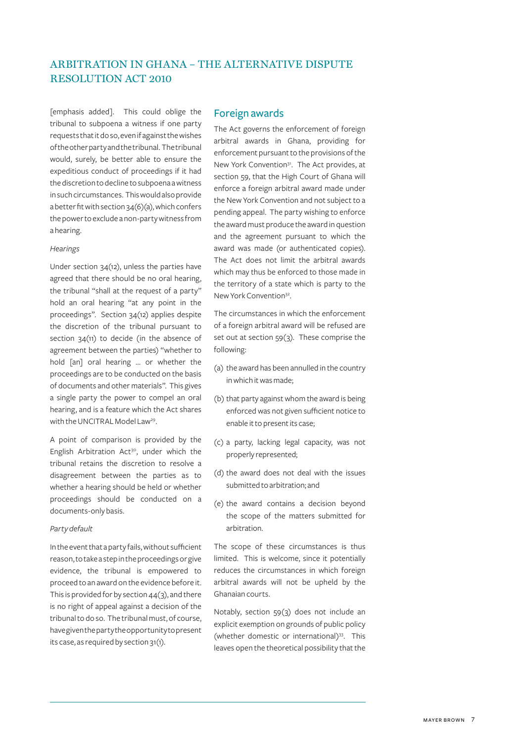[emphasis added]. This could oblige the tribunal to subpoena a witness if one party requests that it do so, even if against the wishes of the other party and the tribunal. The tribunal would, surely, be better able to ensure the expeditious conduct of proceedings if it had the discretion to decline to subpoena a witness in such circumstances. This would also provide a better fit with section 34(6)(a), which confers the power to exclude a non-party witness from a hearing.

*Hearings*

Under section 34(12), unless the parties have agreed that there should be no oral hearing, the tribunal "shall at the request of a party" hold an oral hearing "at any point in the proceedings". Section 34(12) applies despite the discretion of the tribunal pursuant to section 34(11) to decide (in the absence of agreement between the parties) "whether to hold [an] oral hearing ... or whether the proceedings are to be conducted on the basis of documents and other materials". This gives a single party the power to compel an oral hearing, and is a feature which the Act shares with the UNCITRAL Model Law[29].

A point of comparison is provided by the English Arbitration Act[30], under which the tribunal retains the discretion to resolve a disagreement between the parties as to whether a hearing should be held or whether proceedings should be conducted on a documents-only basis.

*Party default*

In the event that a party fails, without sufficient reason, to take a step in the proceedings or give evidence, the tribunal is empowered to proceed to an award on the evidence before it. This is provided for by section 44(3), and there is no right of appeal against a decision of the tribunal to do so. The tribunal must, of course, have given the party the opportunity to present its case, as required by section 31(1).

## Foreign awards

The Act governs the enforcement of foreign arbitral awards in Ghana, providing for enforcement pursuant to the provisions of the New York Convention[31]. The Act provides, at section 59, that the High Court of Ghana will enforce a foreign arbitral award made under the New York Convention and not subject to a pending appeal. The party wishing to enforce the award must produce the award in question and the agreement pursuant to which the award was made (or authenticated copies). The Act does not limit the arbitral awards which may thus be enforced to those made in the territory of a state which is party to the New York Convention[32].

The circumstances in which the enforcement of a foreign arbitral award will be refused are set out at section 59(3). These comprise the following:

(a) the award has been annulled in the country in which it was made;

(b) that party against whom the award is being enforced was not given sufficient notice to enable it to present its case;

(c) a party, lacking legal capacity, was not properly represented;

(d) the award does not deal with the issues submitted to arbitration; and

(e) the award contains a decision beyond the scope of the matters submitted for arbitration.

The scope of these circumstances is thus limited. This is welcome, since it potentially reduces the circumstances in which foreign arbitral awards will not be upheld by the Ghanaian courts.

Notably, section 59(3) does not include an explicit exemption on grounds of public policy (whether domestic or international)[33]. This leaves open the theoretical possibility that the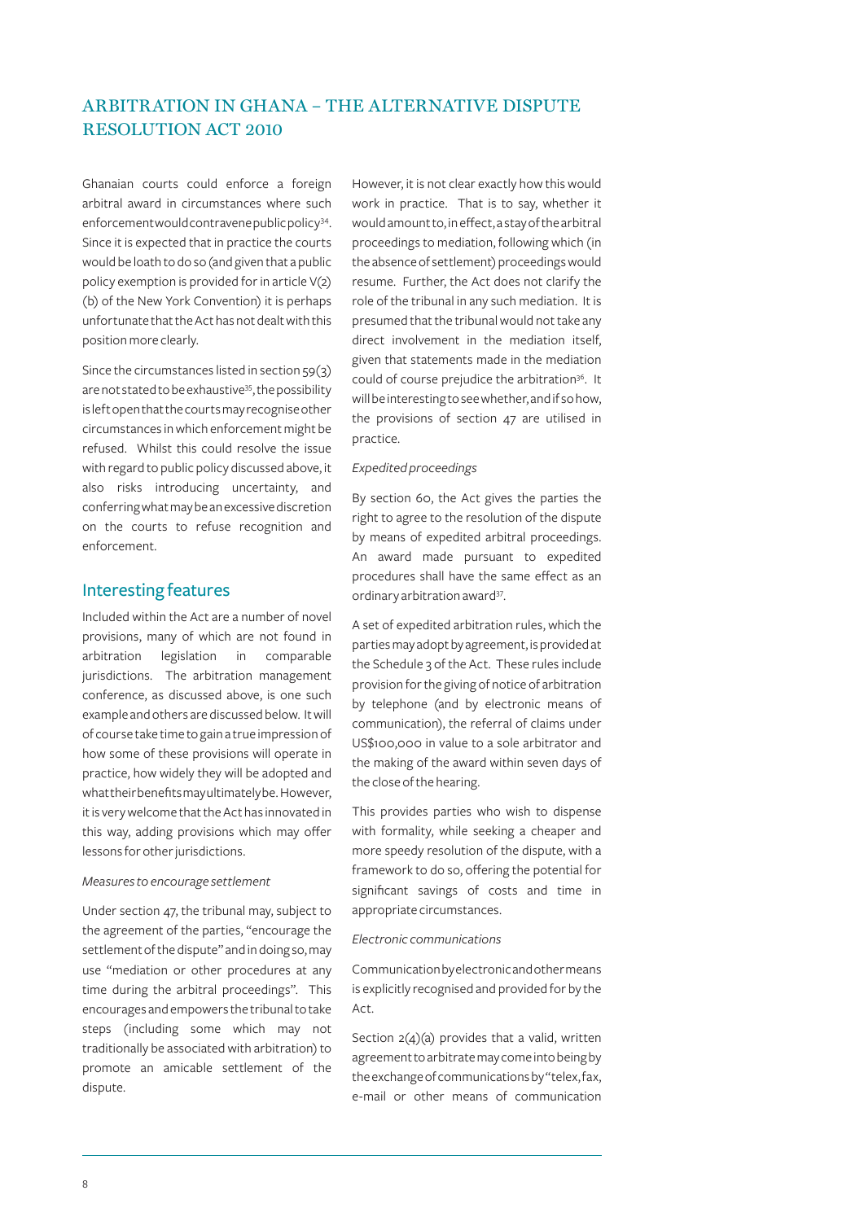Ghanaian courts could enforce a foreign arbitral award in circumstances where such enforcement would contravene public policy[34]. Since it is expected that in practice the courts would be loath to do so (and given that a public policy exemption is provided for in article V(2)(b) of the New York Convention) it is perhaps unfortunate that the Act has not dealt with this position more clearly.

Since the circumstances listed in section 59(3) are not stated to be exhaustive[35], the possibility is left open that the courts may recognise other circumstances in which enforcement might be refused. Whilst this could resolve the issue with regard to public policy discussed above, it also risks introducing uncertainty, and conferring what may be an excessive discretion on the courts to refuse recognition and enforcement.

## Interesting features

Included within the Act are a number of novel provisions, many of which are not found in arbitration legislation in comparable jurisdictions. The arbitration management conference, as discussed above, is one such example and others are discussed below. It will of course take time to gain a true impression of how some of these provisions will operate in practice, how widely they will be adopted and what their benefits may ultimately be. However, it is very welcome that the Act has innovated in this way, adding provisions which may offer lessons for other jurisdictions.

*Measures to encourage settlement*

Under section 47, the tribunal may, subject to the agreement of the parties, "encourage the settlement of the dispute" and in doing so, may use "mediation or other procedures at any time during the arbitral proceedings". This encourages and empowers the tribunal to take steps (including some which may not traditionally be associated with arbitration) to promote an amicable settlement of the dispute.

However, it is not clear exactly how this would work in practice. That is to say, whether it would amount to, in effect, a stay of the arbitral proceedings to mediation, following which (in the absence of settlement) proceedings would resume. Further, the Act does not clarify the role of the tribunal in any such mediation. It is presumed that the tribunal would not take any direct involvement in the mediation itself, given that statements made in the mediation could of course prejudice the arbitration[36]. It will be interesting to see whether, and if so how, the provisions of section 47 are utilised in practice.

*Expedited proceedings*

By section 60, the Act gives the parties the right to agree to the resolution of the dispute by means of expedited arbitral proceedings. An award made pursuant to expedited procedures shall have the same effect as an ordinary arbitration award[37].

A set of expedited arbitration rules, which the parties may adopt by agreement, is provided at the Schedule 3 of the Act. These rules include provision for the giving of notice of arbitration by telephone (and by electronic means of communication), the referral of claims under US$100,000 in value to a sole arbitrator and the making of the award within seven days of the close of the hearing.

This provides parties who wish to dispense with formality, while seeking a cheaper and more speedy resolution of the dispute, with a framework to do so, offering the potential for significant savings of costs and time in appropriate circumstances.

*Electronic communications*

Communication by electronic and other means is explicitly recognised and provided for by the Act.

Section 2(4)(a) provides that a valid, written agreement to arbitrate may come into being by the exchange of communications by "telex, fax, e-mail or other means of communication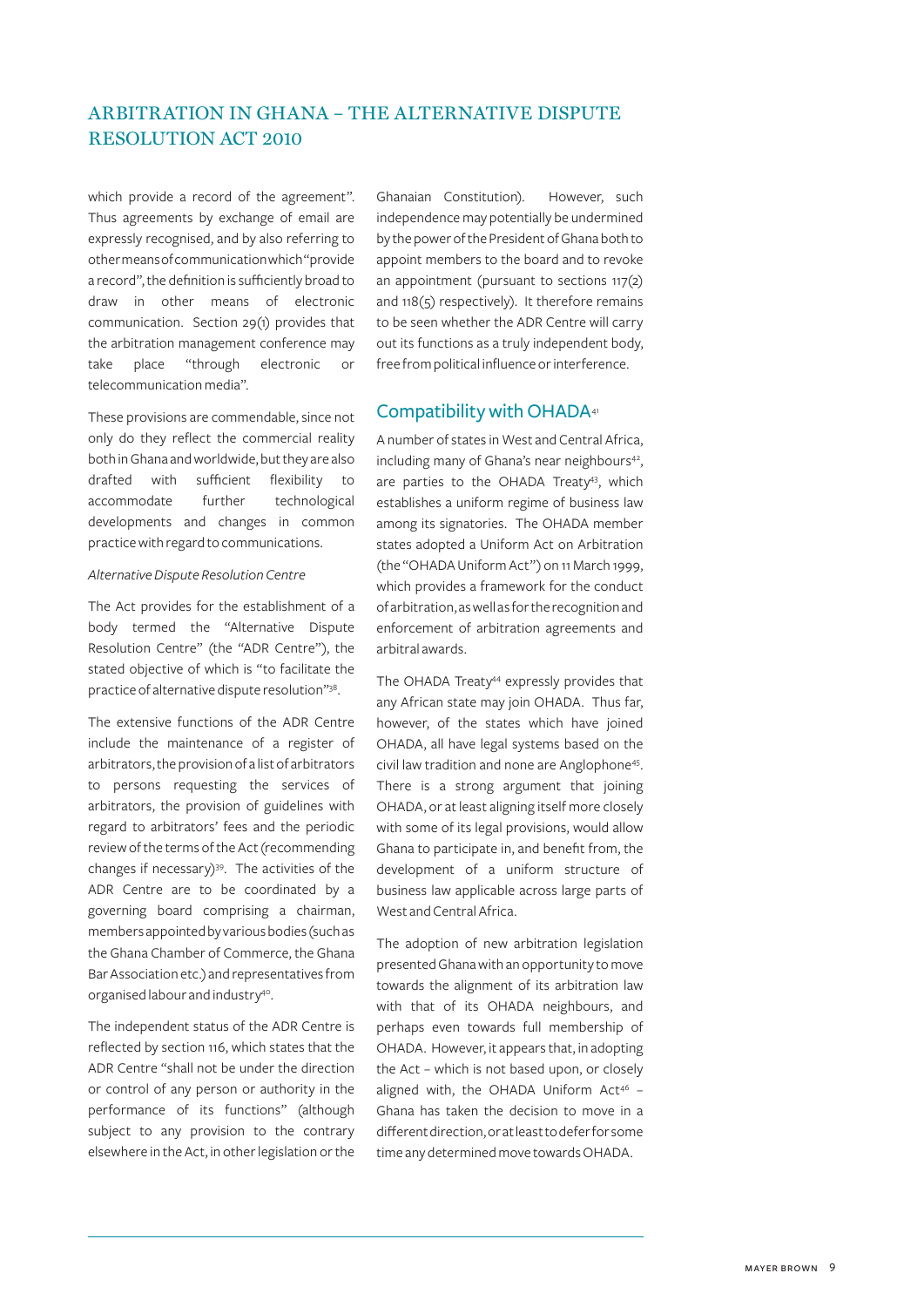which provide a record of the agreement". Thus agreements by exchange of email are expressly recognised, and by also referring to other means of communication which "provide a record", the definition is sufficiently broad to draw in other means of electronic communication. Section 29(1) provides that the arbitration management conference may take place "through electronic or telecommunication media".

These provisions are commendable, since not only do they reflect the commercial reality both in Ghana and worldwide, but they are also drafted with sufficient flexibility to accommodate further technological developments and changes in common practice with regard to communications.

*Alternative Dispute Resolution Centre*

The Act provides for the establishment of a body termed the "Alternative Dispute Resolution Centre" (the "ADR Centre"), the stated objective of which is "to facilitate the practice of alternative dispute resolution"[38].

The extensive functions of the ADR Centre include the maintenance of a register of arbitrators, the provision of a list of arbitrators to persons requesting the services of arbitrators, the provision of guidelines with regard to arbitrators' fees and the periodic review of the terms of the Act (recommending changes if necessary)[39]. The activities of the ADR Centre are to be coordinated by a governing board comprising a chairman, members appointed by various bodies (such as the Ghana Chamber of Commerce, the Ghana Bar Association etc.) and representatives from organised labour and industry[40].

The independent status of the ADR Centre is reflected by section 116, which states that the ADR Centre "shall not be under the direction or control of any person or authority in the performance of its functions" (although subject to any provision to the contrary elsewhere in the Act, in other legislation or the Ghanaian Constitution). However, such independence may potentially be undermined by the power of the President of Ghana both to appoint members to the board and to revoke an appointment (pursuant to sections 117(2) and 118(5) respectively). It therefore remains to be seen whether the ADR Centre will carry out its functions as a truly independent body, free from political influence or interference.

## Compatibility with OHADA[41]

A number of states in West and Central Africa, including many of Ghana's near neighbours[42], are parties to the OHADA Treaty[43], which establishes a uniform regime of business law among its signatories. The OHADA member states adopted a Uniform Act on Arbitration (the "OHADA Uniform Act") on 11 March 1999, which provides a framework for the conduct of arbitration, as well as for the recognition and enforcement of arbitration agreements and arbitral awards.

The OHADA Treaty[44] expressly provides that any African state may join OHADA. Thus far, however, of the states which have joined OHADA, all have legal systems based on the civil law tradition and none are Anglophone[45]. There is a strong argument that joining OHADA, or at least aligning itself more closely with some of its legal provisions, would allow Ghana to participate in, and benefit from, the development of a uniform structure of business law applicable across large parts of West and Central Africa.

The adoption of new arbitration legislation presented Ghana with an opportunity to move towards the alignment of its arbitration law with that of its OHADA neighbours, and perhaps even towards full membership of OHADA. However, it appears that, in adopting the Act – which is not based upon, or closely aligned with, the OHADA Uniform Act[46] – Ghana has taken the decision to move in a different direction, or at least to defer for some time any determined move towards OHADA.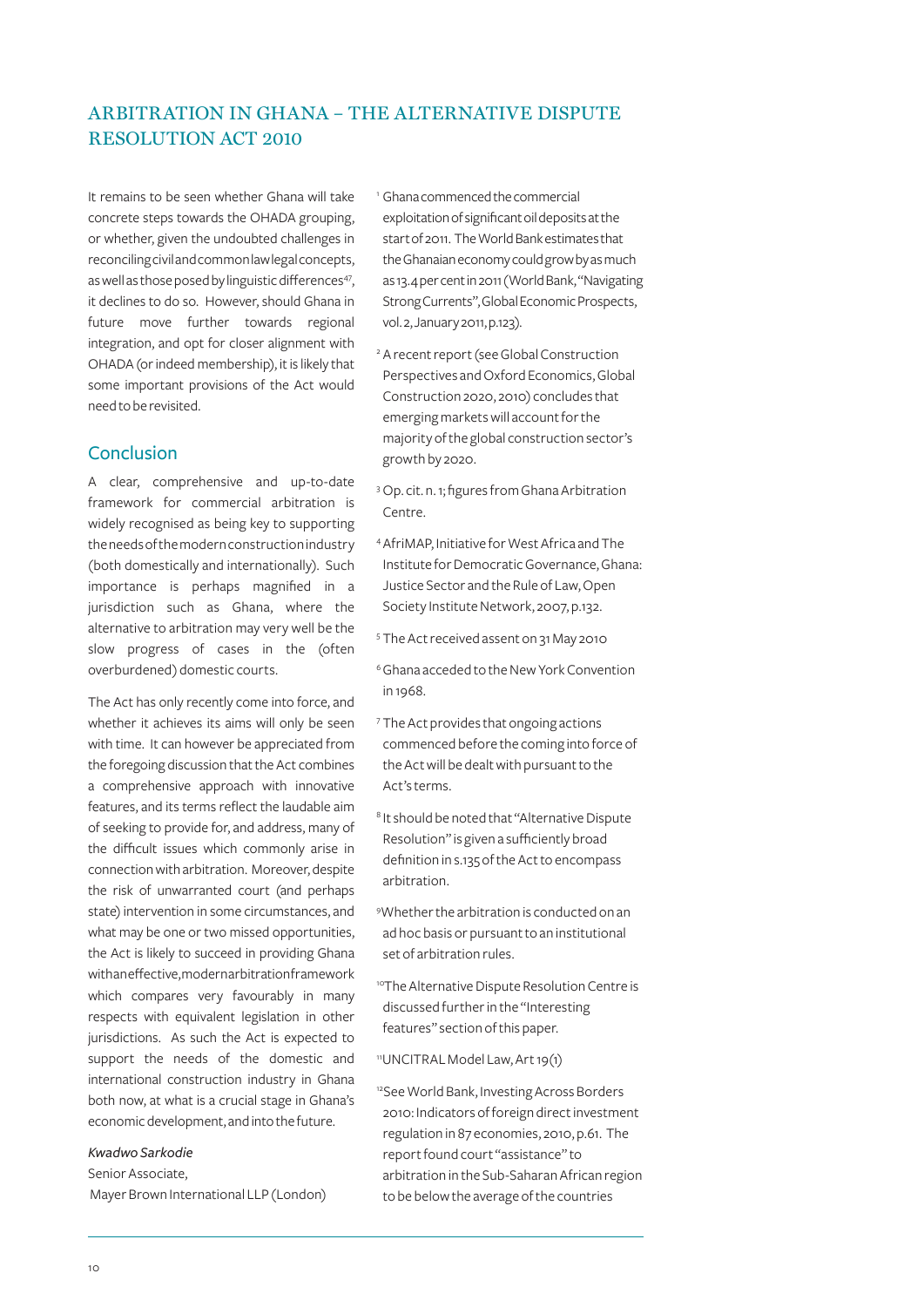## ARBITRATION IN GHANA – THE ALTERNATIVE DISPUTE RESOLUTION ACT 2010

It remains to be seen whether Ghana will take concrete steps towards the OHADA grouping, or whether, given the undoubted challenges in reconciling civil and common law legal concepts, as well as those posed by linguistic differences[47], it declines to do so. However, should Ghana in future move further towards regional integration, and opt for closer alignment with OHADA (or indeed membership), it is likely that some important provisions of the Act would need to be revisited.

### Conclusion

A clear, comprehensive and up-to-date framework for commercial arbitration is widely recognised as being key to supporting the needs of the modern construction industry (both domestically and internationally). Such importance is perhaps magnified in a jurisdiction such as Ghana, where the alternative to arbitration may very well be the slow progress of cases in the (often overburdened) domestic courts.

The Act has only recently come into force, and whether it achieves its aims will only be seen with time. It can however be appreciated from the foregoing discussion that the Act combines a comprehensive approach with innovative features, and its terms reflect the laudable aim of seeking to provide for, and address, many of the difficult issues which commonly arise in connection with arbitration. Moreover, despite the risk of unwarranted court (and perhaps state) intervention in some circumstances, and what may be one or two missed opportunities, the Act is likely to succeed in providing Ghana with an effective, modern arbitration framework which compares very favourably in many respects with equivalent legislation in other jurisdictions. As such the Act is expected to support the needs of the domestic and international construction industry in Ghana both now, at what is a crucial stage in Ghana's economic development, and into the future.

*Kwadwo Sarkodie*
Senior Associate,
Mayer Brown International LLP (London)

[1] Ghana commenced the commercial exploitation of significant oil deposits at the start of 2011. The World Bank estimates that the Ghanaian economy could grow by as much as 13.4 per cent in 2011 (World Bank, "Navigating Strong Currents", Global Economic Prospects, vol. 2, January 2011, p.123).

[2] A recent report (see Global Construction Perspectives and Oxford Economics, Global Construction 2020, 2010) concludes that emerging markets will account for the majority of the global construction sector's growth by 2020.

[3] Op. cit. n. 1; figures from Ghana Arbitration Centre.

[4] AfriMAP, Initiative for West Africa and The Institute for Democratic Governance, Ghana: Justice Sector and the Rule of Law, Open Society Institute Network, 2007, p.132.

[5] The Act received assent on 31 May 2010

[6] Ghana acceded to the New York Convention in 1968.

[7] The Act provides that ongoing actions commenced before the coming into force of the Act will be dealt with pursuant to the Act's terms.

[8] It should be noted that "Alternative Dispute Resolution" is given a sufficiently broad definition in s.135 of the Act to encompass arbitration.

[9] Whether the arbitration is conducted on an ad hoc basis or pursuant to an institutional set of arbitration rules.

[10] The Alternative Dispute Resolution Centre is discussed further in the "Interesting features" section of this paper.

[11] UNCITRAL Model Law, Art 19(1)

[12] See World Bank, Investing Across Borders 2010: Indicators of foreign direct investment regulation in 87 economies, 2010, p.61. The report found court "assistance" to arbitration in the Sub-Saharan African region to be below the average of the countries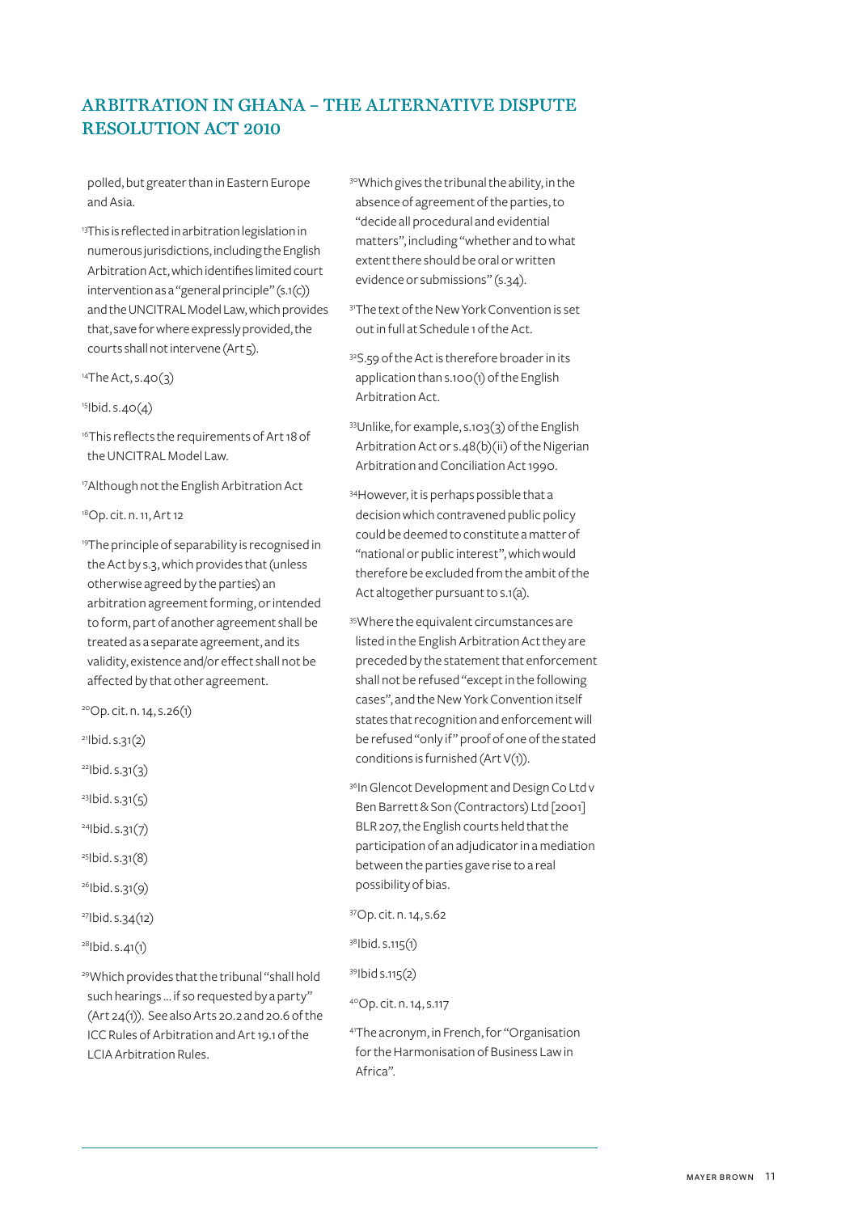polled, but greater than in Eastern Europe and Asia.

[13] This is reflected in arbitration legislation in numerous jurisdictions, including the English Arbitration Act, which identifies limited court intervention as a "general principle" (s.1(c)) and the UNCITRAL Model Law, which provides that, save for where expressly provided, the courts shall not intervene (Art 5).

[14] The Act, s.40(3)

[15] Ibid. s.40(4)

[16] This reflects the requirements of Art 18 of the UNCITRAL Model Law.

[17] Although not the English Arbitration Act

[18] Op. cit. n. 11, Art 12

[19] The principle of separability is recognised in the Act by s.3, which provides that (unless otherwise agreed by the parties) an arbitration agreement forming, or intended to form, part of another agreement shall be treated as a separate agreement, and its validity, existence and/or effect shall not be affected by that other agreement.

[20] Op. cit. n. 14, s.26(1)

[21] Ibid. s.31(2)

[22] Ibid. s.31(3)

[23] Ibid. s.31(5)

[24] Ibid. s.31(7)

[25] Ibid. s.31(8)

[26] Ibid. s.31(9)

[27] Ibid. s.34(12)

[28] Ibid. s.41(1)

[29] Which provides that the tribunal "shall hold such hearings … if so requested by a party" (Art 24(1)). See also Arts 20.2 and 20.6 of the ICC Rules of Arbitration and Art 19.1 of the LCIA Arbitration Rules.

[30] Which gives the tribunal the ability, in the absence of agreement of the parties, to "decide all procedural and evidential matters", including "whether and to what extent there should be oral or written evidence or submissions" (s.34).

[31] The text of the New York Convention is set out in full at Schedule 1 of the Act.

[32] S.59 of the Act is therefore broader in its application than s.100(1) of the English Arbitration Act.

[33] Unlike, for example, s.103(3) of the English Arbitration Act or s.48(b)(ii) of the Nigerian Arbitration and Conciliation Act 1990.

[34] However, it is perhaps possible that a decision which contravened public policy could be deemed to constitute a matter of "national or public interest", which would therefore be excluded from the ambit of the Act altogether pursuant to s.1(a).

[35] Where the equivalent circumstances are listed in the English Arbitration Act they are preceded by the statement that enforcement shall not be refused "except in the following cases", and the New York Convention itself states that recognition and enforcement will be refused "only if" proof of one of the stated conditions is furnished (Art V(1)).

[36] In Glencot Development and Design Co Ltd v Ben Barrett & Son (Contractors) Ltd [2001] BLR 207, the English courts held that the participation of an adjudicator in a mediation between the parties gave rise to a real possibility of bias.

[37] Op. cit. n. 14, s.62

[38] Ibid. s.115(1)

[39] Ibid s.115(2)

[40] Op. cit. n. 14, s.117

[41] The acronym, in French, for "Organisation for the Harmonisation of Business Law in Africa".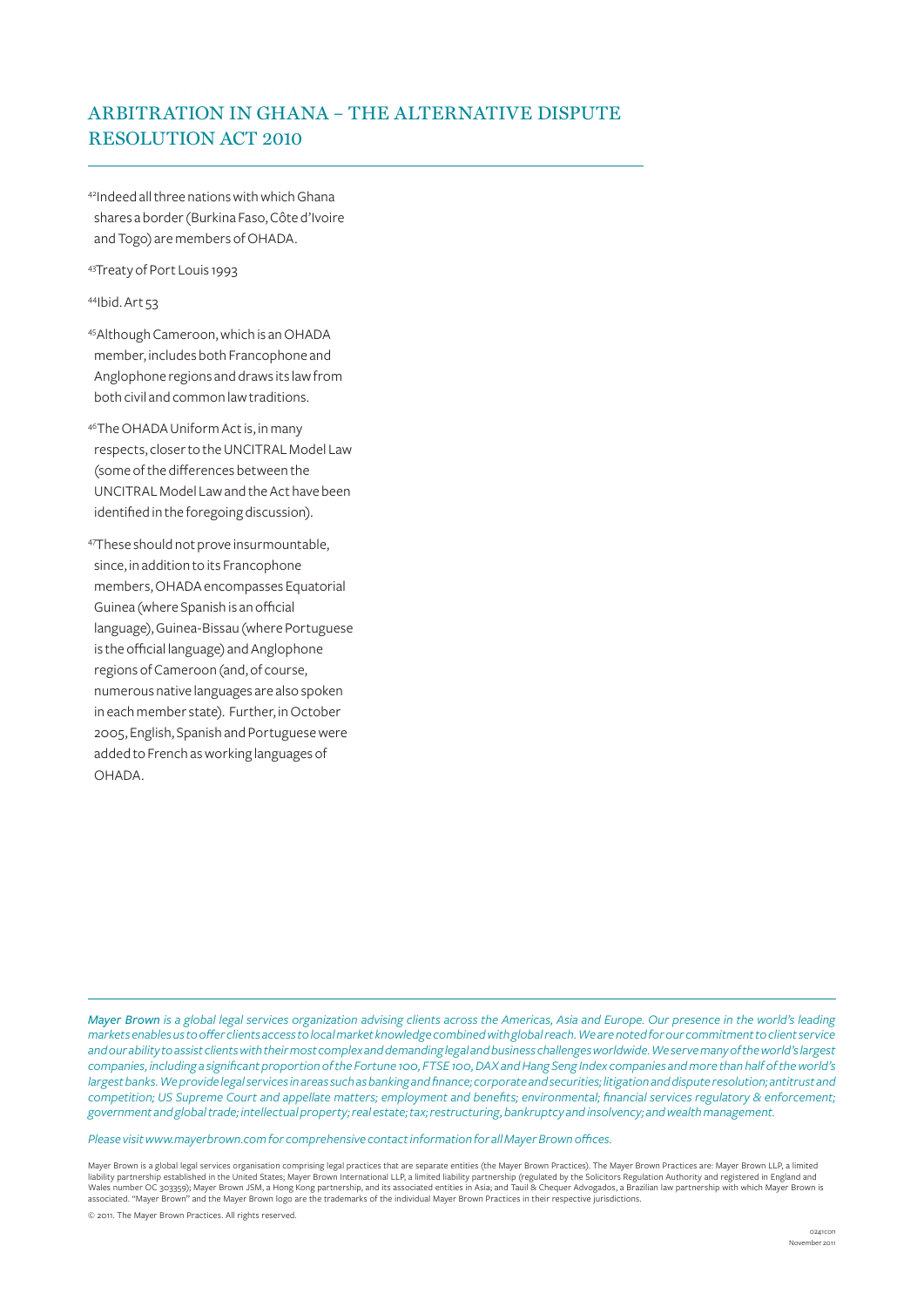# ARBITRATION IN GHANA – THE ALTERNATIVE DISPUTE RESOLUTION ACT 2010

[42]Indeed all three nations with which Ghana shares a border (Burkina Faso, Côte d'Ivoire and Togo) are members of OHADA.

[43]Treaty of Port Louis 1993

[44]Ibid. Art 53

[45]Although Cameroon, which is an OHADA member, includes both Francophone and Anglophone regions and draws its law from both civil and common law traditions.

[46]The OHADA Uniform Act is, in many respects, closer to the UNCITRAL Model Law (some of the differences between the UNCITRAL Model Law and the Act have been identified in the foregoing discussion).

[47]These should not prove insurmountable, since, in addition to its Francophone members, OHADA encompasses Equatorial Guinea (where Spanish is an official language), Guinea-Bissau (where Portuguese is the official language) and Anglophone regions of Cameroon (and, of course, numerous native languages are also spoken in each member state). Further, in October 2005, English, Spanish and Portuguese were added to French as working languages of OHADA.

*Mayer Brown is a global legal services organization advising clients across the Americas, Asia and Europe. Our presence in the world's leading markets enables us to offer clients access to local market knowledge combined with global reach. We are noted for our commitment to client service and our ability to assist clients with their most complex and demanding legal and business challenges worldwide. We serve many of the world's largest companies, including a significant proportion of the Fortune 100, FTSE 100, DAX and Hang Seng Index companies and more than half of the world's largest banks. We provide legal services in areas such as banking and finance; corporate and securities; litigation and dispute resolution; antitrust and competition; US Supreme Court and appellate matters; employment and benefits; environmental; financial services regulatory & enforcement; government and global trade; intellectual property; real estate; tax; restructuring, bankruptcy and insolvency; and wealth management.*

*Please visit www.mayerbrown.com for comprehensive contact information for all Mayer Brown offices.*

Mayer Brown is a global legal services organisation comprising legal practices that are separate entities (the Mayer Brown Practices). The Mayer Brown Practices are: Mayer Brown LLP, a limited liability partnership established in the United States; Mayer Brown International LLP, a limited liability partnership (regulated by the Solicitors Regulation Authority and registered in England and Wales number OC 303359); Mayer Brown JSM, a Hong Kong partnership, and its associated entities in Asia; and Tauil & Chequer Advogados, a Brazilian law partnership with which Mayer Brown is associated. "Mayer Brown" and the Mayer Brown logo are the trademarks of the individual Mayer Brown Practices in their respective jurisdictions.

© 2011. The Mayer Brown Practices. All rights reserved.

0241con
November 2011